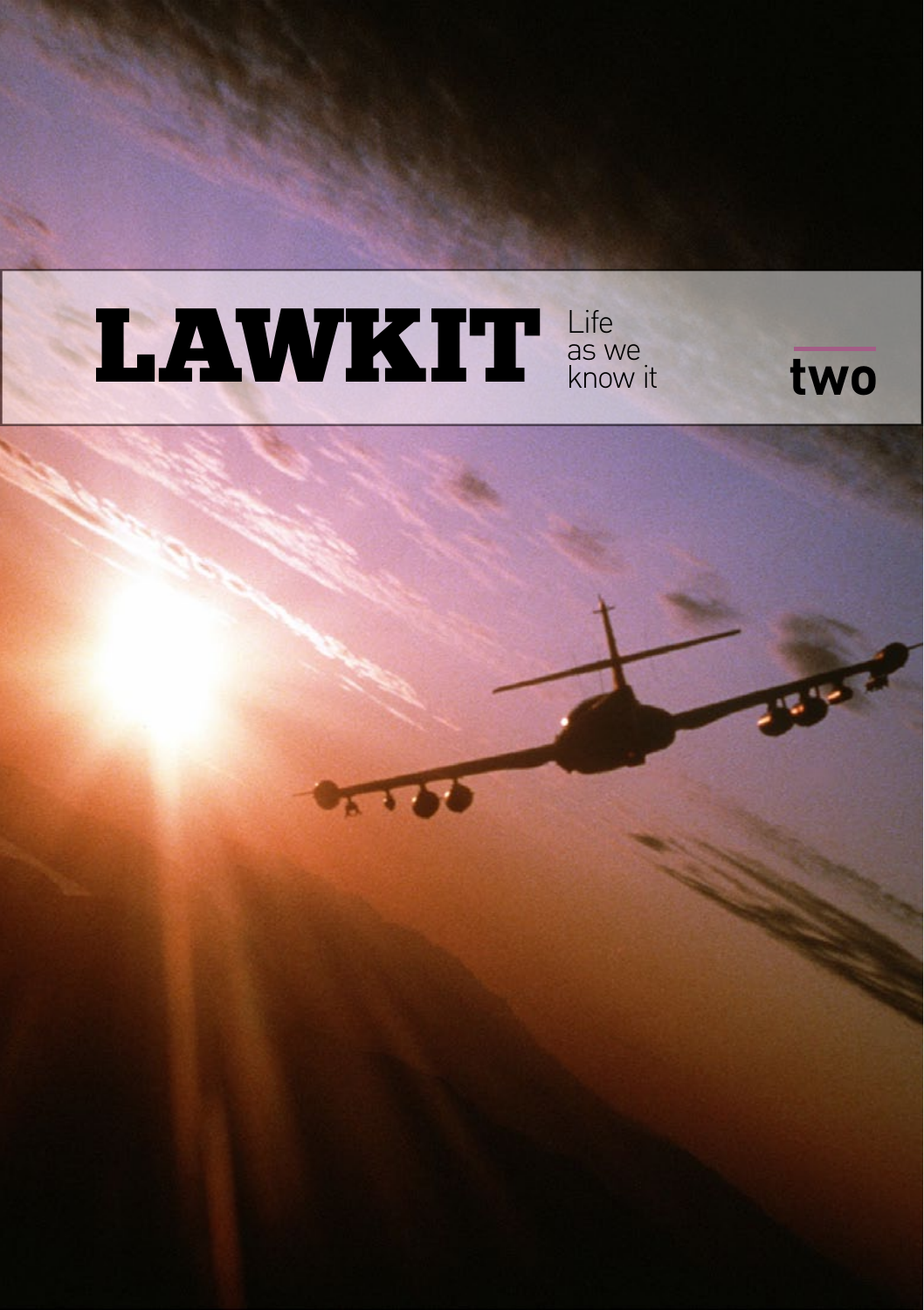# LAWKIT

Life as we know it

two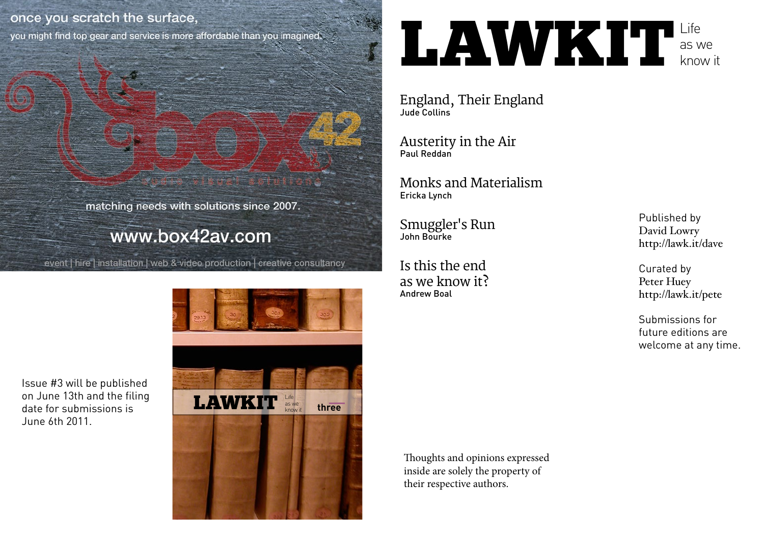once you scratch the surface,

you might find top gear and service is more affordable than you imagined.

box42

audio visual solutions

matching needs with solutions since 2007.

www.box42av.com

event | hire | installation | web & video production | creative consultancy

Issue #3 will be published on June 13th and the filing date for submissions is June 6th 2011.

LAWKIT Life as we know it three

# LAWKIT

Life as we know it

**England, Their England**
Jude Collins

**Austerity in the Air**
Paul Reddan

**Monks and Materialism**
Ericka Lynch

**Smuggler's Run**
John Bourke

**Is this the end as we know it?**
Andrew Boal

Published by
David Lowry
http://lawk.it/dave

Curated by
Peter Huey
http://lawk.it/pete

Submissions for future editions are welcome at any time.

Thoughts and opinions expressed inside are solely the property of their respective authors.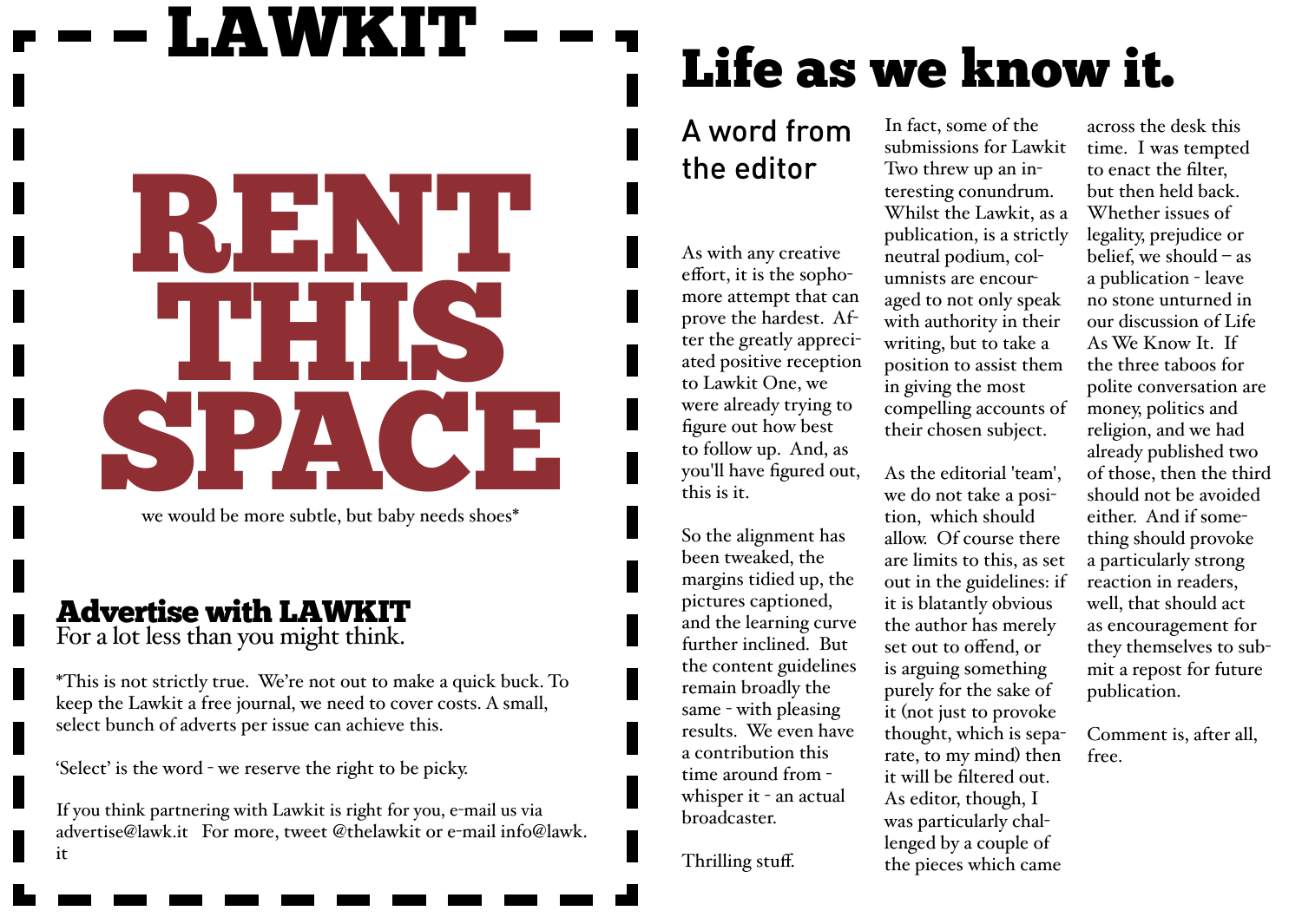# LAWKIT

# RENT THIS SPACE

we would be more subtle, but baby needs shoes*

## Advertise with LAWKIT

For a lot less than you might think.

*This is not strictly true. We're not out to make a quick buck. To keep the Lawkit a free journal, we need to cover costs. A small, select bunch of adverts per issue can achieve this.

'Select' is the word - we reserve the right to be picky.

If you think partnering with Lawkit is right for you, e-mail us via advertise@lawk.it For more, tweet @thelawkit or e-mail info@lawk.it

# Life as we know it.

## A word from the editor

As with any creative effort, it is the sophomore attempt that can prove the hardest. After the greatly appreciated positive reception to Lawkit One, we were already trying to figure out how best to follow up. And, as you'll have figured out, this is it.

So the alignment has been tweaked, the margins tidied up, the pictures captioned, and the learning curve further inclined. But the content guidelines remain broadly the same - with pleasing results. We even have a contribution this time around from - whisper it - an actual broadcaster.

Thrilling stuff.

In fact, some of the submissions for Lawkit Two threw up an interesting conundrum. Whilst the Lawkit, as a publication, is a strictly neutral podium, columnists are encouraged to not only speak with authority in their writing, but to take a position to assist them in giving the most compelling accounts of their chosen subject.

As the editorial 'team', we do not take a position, which should allow. Of course there are limits to this, as set out in the guidelines: if it is blatantly obvious the author has merely set out to offend, or is arguing something purely for the sake of it (not just to provoke thought, which is separate, to my mind) then it will be filtered out. As editor, though, I was particularly challenged by a couple of the pieces which came across the desk this time. I was tempted to enact the filter, but then held back. Whether issues of legality, prejudice or belief, we should – as a publication - leave no stone unturned in our discussion of Life As We Know It. If the three taboos for polite conversation are money, politics and religion, and we had already published two of those, then the third should not be avoided either. And if something should provoke a particularly strong reaction in readers, well, that should act as encouragement for they themselves to submit a repost for future publication.

Comment is, after all, free.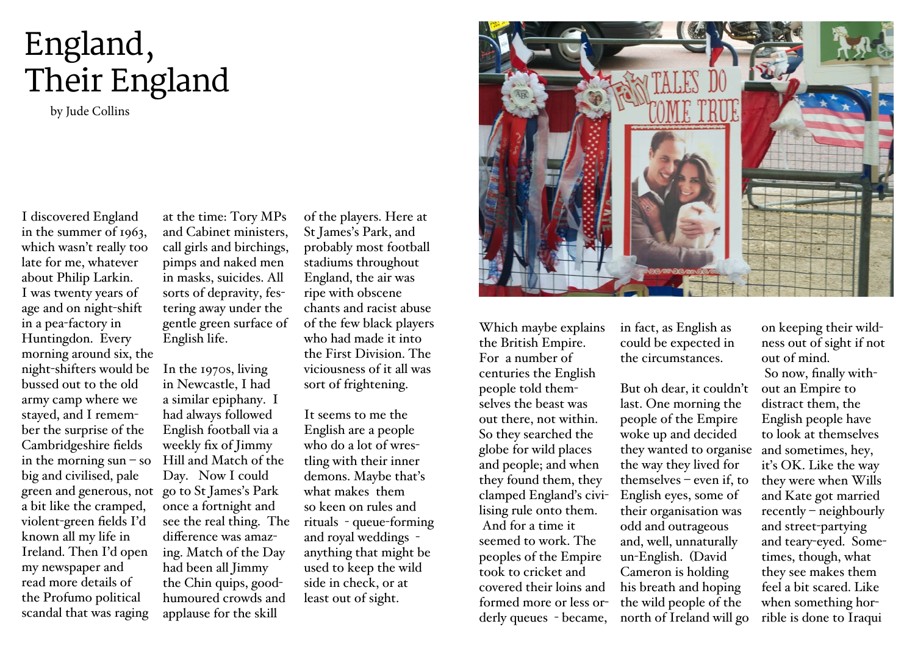# England, Their England

by Jude Collins

I discovered England in the summer of 1963, which wasn't really too late for me, whatever about Philip Larkin. I was twenty years of age and on night-shift in a pea-factory in Huntingdon. Every morning around six, the night-shifters would be bussed out to the old army camp where we stayed, and I remember the surprise of the Cambridgeshire fields in the morning sun – so big and civilised, pale green and generous, not a bit like the cramped, violent-green fields I'd known all my life in Ireland. Then I'd open my newspaper and read more details of the Profumo political scandal that was raging at the time: Tory MPs and Cabinet ministers, call girls and birchings, pimps and naked men in masks, suicides. All sorts of depravity, festering away under the gentle green surface of English life.

In the 1970s, living in Newcastle, I had a similar epiphany. I had always followed English football via a weekly fix of Jimmy Hill and Match of the Day. Now I could go to St James's Park once a fortnight and see the real thing. The difference was amazing. Match of the Day had been all Jimmy the Chin quips, good-humoured crowds and applause for the skill of the players. Here at St James's Park, and probably most football stadiums throughout England, the air was ripe with obscene chants and racist abuse of the few black players who had made it into the First Division. The viciousness of it all was sort of frightening.

It seems to me the English are a people who do a lot of wrestling with their inner demons. Maybe that's what makes them so keen on rules and rituals - queue-forming and royal weddings - anything that might be used to keep the wild side in check, or at least out of sight.

Which maybe explains the British Empire. For a number of centuries the English people told themselves the beast was out there, not within. So they searched the globe for wild places and people; and when they found them, they clamped England's civilising rule onto them. And for a time it seemed to work. The peoples of the Empire took to cricket and covered their loins and formed more or less orderly queues - became, in fact, as English as could be expected in the circumstances.

But oh dear, it couldn't last. One morning the people of the Empire woke up and decided they wanted to organise the way they lived for themselves – even if, to English eyes, some of their organisation was odd and outrageous and, well, unnaturally un-English. (David Cameron is holding his breath and hoping the wild people of the north of Ireland will go on keeping their wildness out of sight if not out of mind.

So now, finally without an Empire to distract them, the English people have to look at themselves and sometimes, hey, it's OK. Like the way they were when Wills and Kate got married recently – neighbourly and street-partying and teary-eyed. Sometimes, though, what they see makes them feel a bit scared. Like when something horrible is done to Iraqui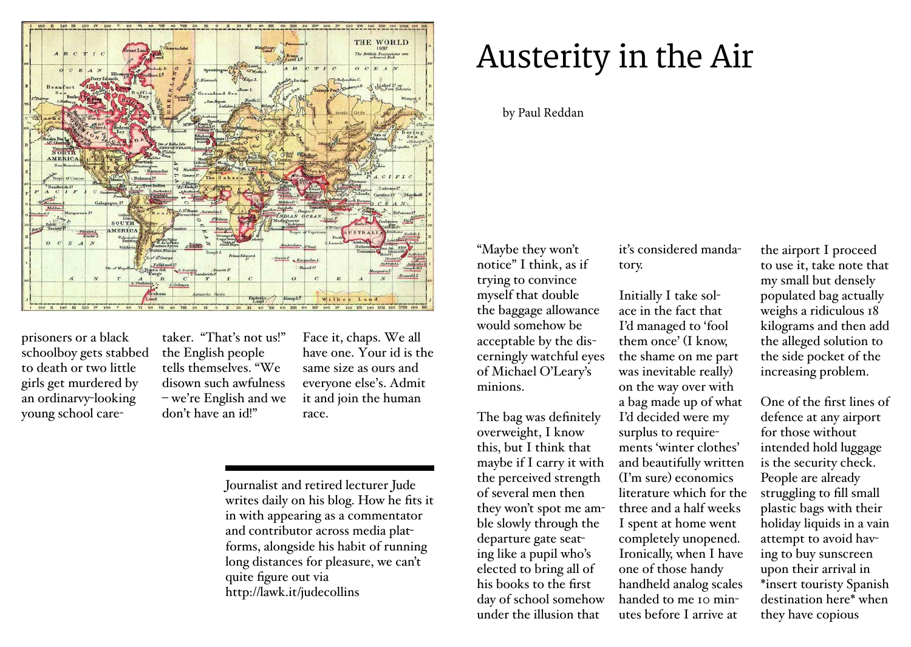prisoners or a black schoolboy gets stabbed to death or two little girls get murdered by an ordinarvy-looking young school care-taker. "That's not us!" the English people tells themselves. "We disown such awfulness – we're English and we don't have an id!"

Face it, chaps. We all have one. Your id is the same size as ours and everyone else's. Admit it and join the human race.

---

Journalist and retired lecturer Jude writes daily on his blog. How he fits it in with appearing as a commentator and contributor across media platforms, alongside his habit of running long distances for pleasure, we can't quite figure out via http://lawk.it/judecollins

# Austerity in the Air

by Paul Reddan

"Maybe they won't notice" I think, as if trying to convince myself that double the baggage allowance would somehow be acceptable by the discerningly watchful eyes of Michael O'Leary's minions.

The bag was definitely overweight, I know this, but I think that maybe if I carry it with the perceived strength of several men then they won't spot me amble slowly through the departure gate seating like a pupil who's elected to bring all of his books to the first day of school somehow under the illusion that it's considered mandatory.

Initially I take solace in the fact that I'd managed to 'fool them once' (I know, the shame on me part was inevitable really) on the way over with a bag made up of what I'd decided were my surplus to requirements 'winter clothes' and beautifully written (I'm sure) economics literature which for the three and a half weeks I spent at home went completely unopened. Ironically, when I have one of those handy handheld analog scales handed to me 10 minutes before I arrive at the airport I proceed to use it, take note that my small but densely populated bag actually weighs a ridiculous 18 kilograms and then add the alleged solution to the side pocket of the increasing problem.

One of the first lines of defence at any airport for those without intended hold luggage is the security check. People are already struggling to fill small plastic bags with their holiday liquids in a vain attempt to avoid having to buy sunscreen upon their arrival in *insert touristy Spanish destination here* when they have copious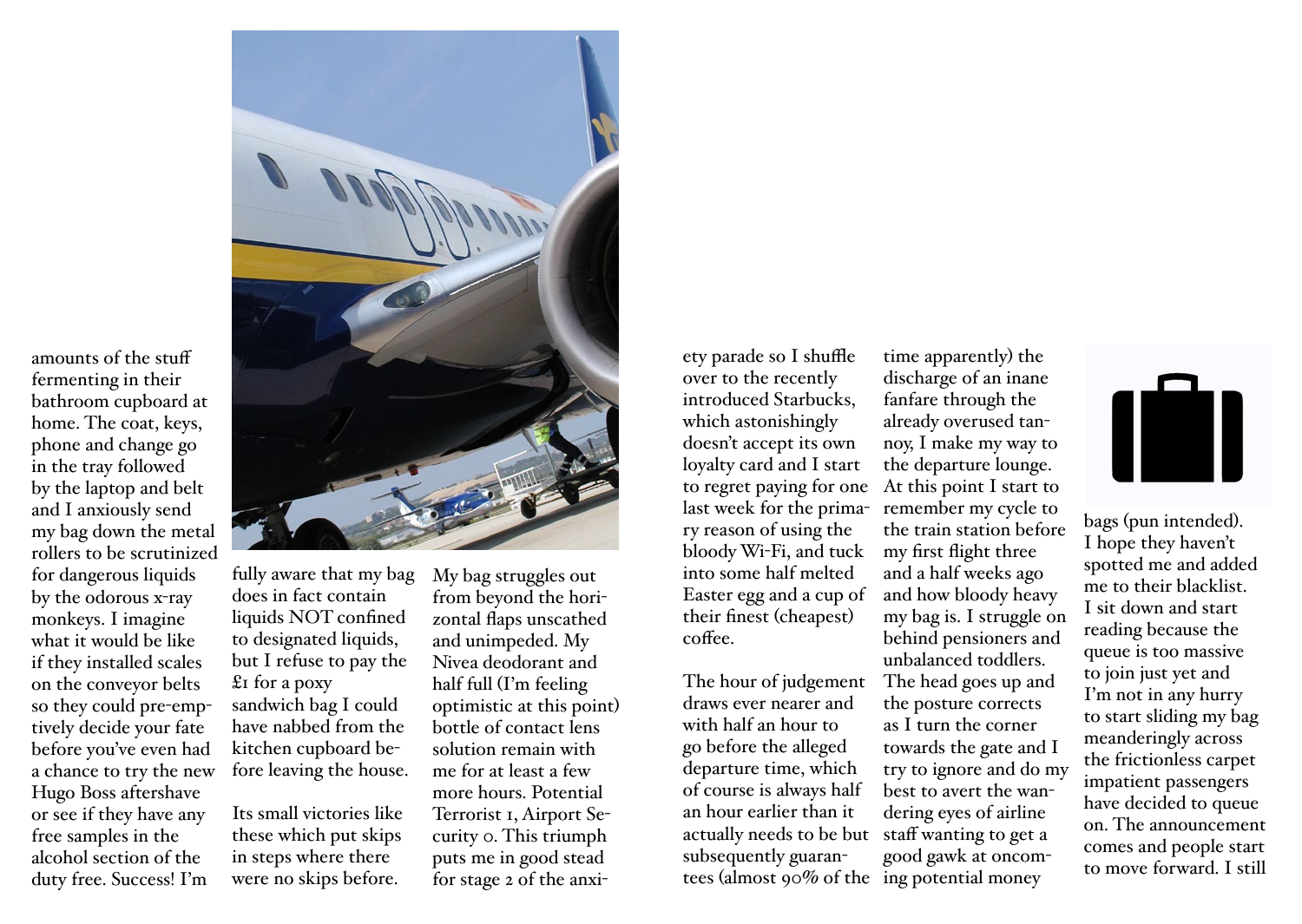amounts of the stuff fermenting in their bathroom cupboard at home. The coat, keys, phone and change go in the tray followed by the laptop and belt and I anxiously send my bag down the metal rollers to be scrutinized for dangerous liquids by the odorous x-ray monkeys. I imagine what it would be like if they installed scales on the conveyor belts so they could pre-emptively decide your fate before you've even had a chance to try the new Hugo Boss aftershave or see if they have any free samples in the alcohol section of the duty free. Success! I'm fully aware that my bag does in fact contain liquids NOT confined to designated liquids, but I refuse to pay the £1 for a poxy sandwich bag I could have nabbed from the kitchen cupboard before leaving the house.

Its small victories like these which put skips in steps where there were no skips before.

My bag struggles out from beyond the horizontal flaps unscathed and unimpeded. My Nivea deodorant and half full (I'm feeling optimistic at this point) bottle of contact lens solution remain with me for at least a few more hours. Potential Terrorist 1, Airport Security 0. This triumph puts me in good stead for stage 2 of the anxiety parade so I shuffle over to the recently introduced Starbucks, which astonishingly doesn't accept its own loyalty card and I start to regret paying for one last week for the primary reason of using the bloody Wi-Fi, and tuck into some half melted Easter egg and a cup of their finest (cheapest) coffee.

The hour of judgement draws ever nearer and with half an hour to go before the alleged departure time, which of course is always half an hour earlier than it actually needs to be but subsequently guarantees (almost 90% of the time apparently) the discharge of an inane fanfare through the already overused tannoy, I make my way to the departure lounge. At this point I start to remember my cycle to the train station before my first flight three and a half weeks ago and how bloody heavy my bag is. I struggle on behind pensioners and unbalanced toddlers. The head goes up and the posture corrects as I turn the corner towards the gate and I try to ignore and do my best to avert the wandering eyes of airline staff wanting to get a good gawk at oncoming potential money bags (pun intended). I hope they haven't spotted me and added me to their blacklist. I sit down and start reading because the queue is too massive to join just yet and I'm not in any hurry to start sliding my bag meanderingly across the frictionless carpet impatient passengers have decided to queue on. The announcement comes and people start to move forward. I still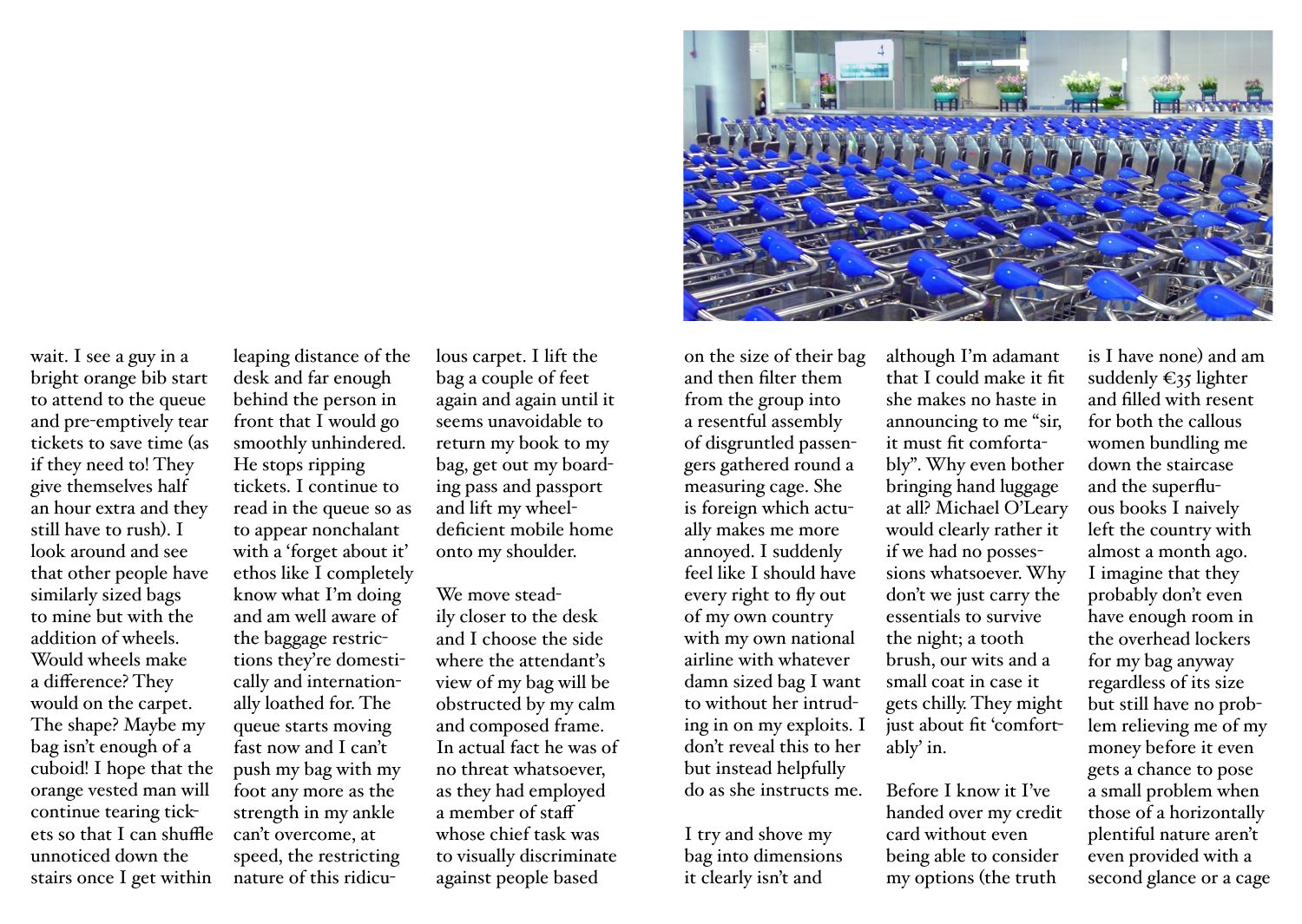wait. I see a guy in a bright orange bib start to attend to the queue and pre-emptively tear tickets to save time (as if they need to! They give themselves half an hour extra and they still have to rush). I look around and see that other people have similarly sized bags to mine but with the addition of wheels. Would wheels make a difference? They would on the carpet. The shape? Maybe my bag isn't enough of a cuboid! I hope that the orange vested man will continue tearing tickets so that I can shuffle unnoticed down the stairs once I get within leaping distance of the desk and far enough behind the person in front that I would go smoothly unhindered. He stops ripping tickets. I continue to read in the queue so as to appear nonchalant with a 'forget about it' ethos like I completely know what I'm doing and am well aware of the baggage restrictions they're domestically and internationally loathed for. The queue starts moving fast now and I can't push my bag with my foot any more as the strength in my ankle can't overcome, at speed, the restricting nature of this ridiculous carpet. I lift the bag a couple of feet again and again until it seems unavoidable to return my book to my bag, get out my boarding pass and passport and lift my wheel-deficient mobile home onto my shoulder.

We move steadily closer to the desk and I choose the side where the attendant's view of my bag will be obstructed by my calm and composed frame. In actual fact he was of no threat whatsoever, as they had employed a member of staff whose chief task was to visually discriminate against people based on the size of their bag and then filter them from the group into a resentful assembly of disgruntled passengers gathered round a measuring cage. She is foreign which actually makes me more annoyed. I suddenly feel like I should have every right to fly out of my own country with my own national airline with whatever damn sized bag I want to without her intruding in on my exploits. I don't reveal this to her but instead helpfully do as she instructs me.

I try and shove my bag into dimensions it clearly isn't and although I'm adamant that I could make it fit she makes no haste in announcing to me "sir, it must fit comfortably". Why even bother bringing hand luggage at all? Michael O'Leary would clearly rather it if we had no possessions whatsoever. Why don't we just carry the essentials to survive the night; a tooth brush, our wits and a small coat in case it gets chilly. They might just about fit 'comfortably' in.

Before I know it I've handed over my credit card without even being able to consider my options (the truth is I have none) and am suddenly €35 lighter and filled with resent for both the callous women bundling me down the staircase and the superfluous books I naively left the country with almost a month ago. I imagine that they probably don't even have enough room in the overhead lockers for my bag anyway regardless of its size but still have no problem relieving me of my money before it even gets a chance to pose a small problem when those of a horizontally plentiful nature aren't even provided with a second glance or a cage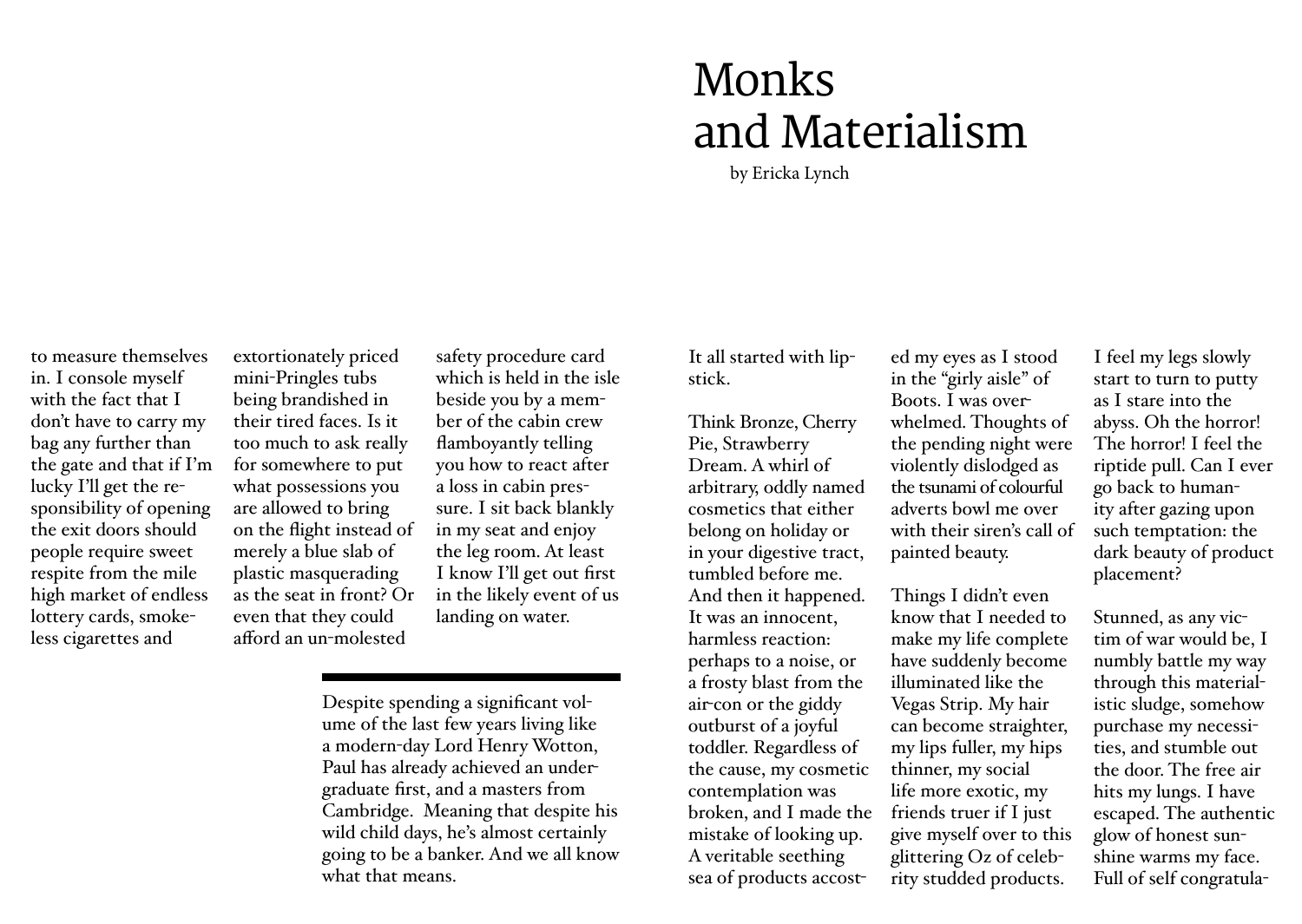to measure themselves in. I console myself with the fact that I don't have to carry my bag any further than the gate and that if I'm lucky I'll get the responsibility of opening the exit doors should people require sweet respite from the mile high market of endless lottery cards, smokeless cigarettes and extortionately priced mini-Pringles tubs being brandished in their tired faces. Is it too much to ask really for somewhere to put what possessions you are allowed to bring on the flight instead of merely a blue slab of plastic masquerading as the seat in front? Or even that they could afford an un-molested safety procedure card which is held in the isle beside you by a member of the cabin crew flamboyantly telling you how to react after a loss in cabin pressure. I sit back blankly in my seat and enjoy the leg room. At least I know I'll get out first in the likely event of us landing on water.

Despite spending a significant volume of the last few years living like a modern-day Lord Henry Wotton, Paul has already achieved an undergraduate first, and a masters from Cambridge. Meaning that despite his wild child days, he's almost certainly going to be a banker. And we all know what that means.

# Monks and Materialism

by Ericka Lynch

It all started with lipstick.

Think Bronze, Cherry Pie, Strawberry Dream. A whirl of arbitrary, oddly named cosmetics that either belong on holiday or in your digestive tract, tumbled before me. And then it happened. It was an innocent, harmless reaction: perhaps to a noise, or a frosty blast from the air-con or the giddy outburst of a joyful toddler. Regardless of the cause, my cosmetic contemplation was broken, and I made the mistake of looking up. A veritable seething sea of products accosted my eyes as I stood in the "girly aisle" of Boots. I was overwhelmed. Thoughts of the pending night were violently dislodged as the tsunami of colourful adverts bowl me over with their siren's call of painted beauty.

Things I didn't even know that I needed to make my life complete have suddenly become illuminated like the Vegas Strip. My hair can become straighter, my lips fuller, my hips thinner, my social life more exotic, my friends truer if I just give myself over to this glittering Oz of celebrity studded products.

I feel my legs slowly start to turn to putty as I stare into the abyss. Oh the horror! The horror! I feel the riptide pull. Can I ever go back to humanity after gazing upon such temptation: the dark beauty of product placement?

Stunned, as any victim of war would be, I numbly battle my way through this materialistic sludge, somehow purchase my necessities, and stumble out the door. The free air hits my lungs. I have escaped. The authentic glow of honest sunshine warms my face. Full of self congratula-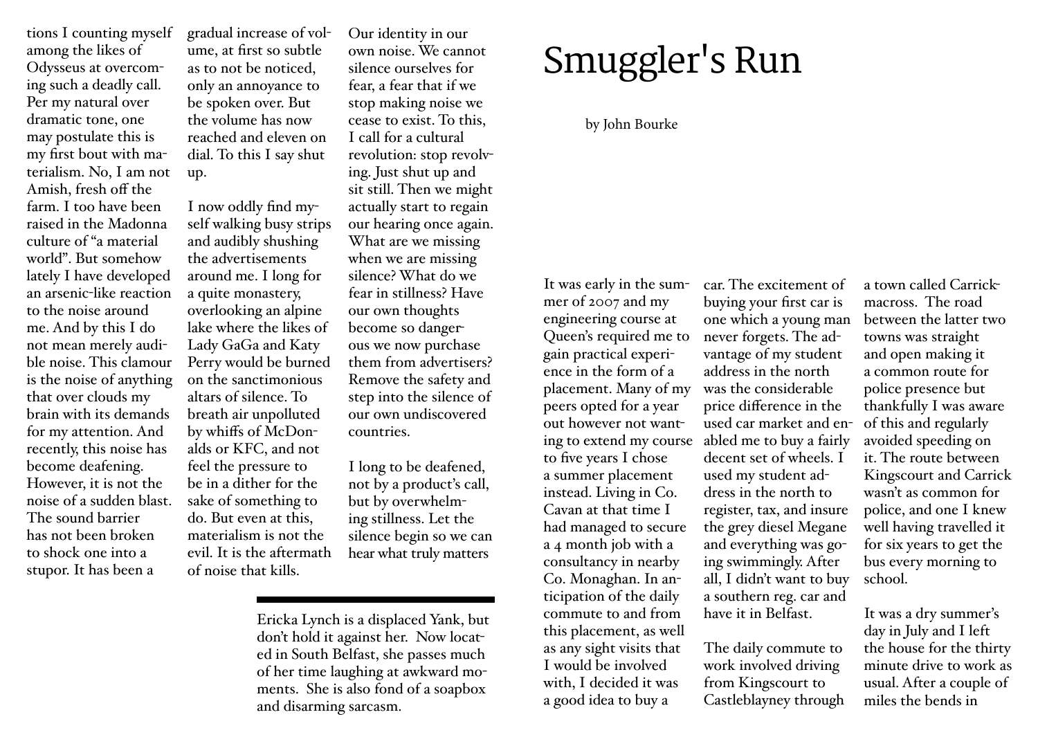tions I counting myself among the likes of Odysseus at overcoming such a deadly call. Per my natural over dramatic tone, one may postulate this is my first bout with materialism. No, I am not Amish, fresh off the farm. I too have been raised in the Madonna culture of "a material world". But somehow lately I have developed an arsenic-like reaction to the noise around me. And by this I do not mean merely audible noise. This clamour is the noise of anything that over clouds my brain with its demands for my attention. And recently, this noise has become deafening. However, it is not the noise of a sudden blast. The sound barrier has not been broken to shock one into a stupor. It has been a gradual increase of volume, at first so subtle as to not be noticed, only an annoyance to be spoken over. But the volume has now reached and eleven on dial. To this I say shut up.

I now oddly find myself walking busy strips and audibly shushing the advertisements around me. I long for a quite monastery, overlooking an alpine lake where the likes of Lady GaGa and Katy Perry would be burned on the sanctimonious altars of silence. To breath air unpolluted by whiffs of McDonalds or KFC, and not feel the pressure to be in a dither for the sake of something to do. But even at this, materialism is not the evil. It is the aftermath of noise that kills.

Our identity in our own noise. We cannot silence ourselves for fear, a fear that if we stop making noise we cease to exist. To this, I call for a cultural revolution: stop revolving. Just shut up and sit still. Then we might actually start to regain our hearing once again. What are we missing when we are missing silence? What do we fear in stillness? Have our own thoughts become so dangerous we now purchase them from advertisers? Remove the safety and step into the silence of our own undiscovered countries.

I long to be deafened, not by a product's call, but by overwhelming stillness. Let the silence begin so we can hear what truly matters

---

Ericka Lynch is a displaced Yank, but don't hold it against her. Now located in South Belfast, she passes much of her time laughing at awkward moments. She is also fond of a soapbox and disarming sarcasm.

# Smuggler's Run

by John Bourke

It was early in the summer of 2007 and my engineering course at Queen's required me to gain practical experience in the form of a placement. Many of my peers opted for a year out however not wanting to extend my course to five years I chose a summer placement instead. Living in Co. Cavan at that time I had managed to secure a 4 month job with a consultancy in nearby Co. Monaghan. In anticipation of the daily commute to and from this placement, as well as any sight visits that I would be involved with, I decided it was a good idea to buy a car. The excitement of buying your first car is one which a young man never forgets. The advantage of my student address in the north was the considerable price difference in the used car market and enabled me to buy a fairly decent set of wheels. I used my student address in the north to register, tax, and insure the grey diesel Megane and everything was going swimmingly. After all, I didn't want to buy a southern reg. car and have it in Belfast.

The daily commute to work involved driving from Kingscourt to Castleblayney through a town called Carrickmacross. The road between the latter two towns was straight and open making it a common route for police presence but thankfully I was aware of this and regularly avoided speeding on it. The route between Kingscourt and Carrick wasn't as common for police, and one I knew well having travelled it for six years to get the bus every morning to school.

It was a dry summer's day in July and I left the house for the thirty minute drive to work as usual. After a couple of miles the bends in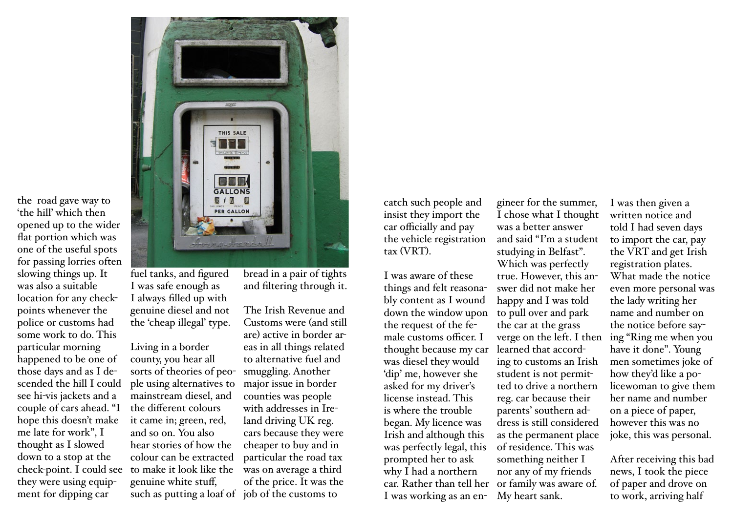the road gave way to 'the hill' which then opened up to the wider flat portion which was one of the useful spots for passing lorries often slowing things up. It was also a suitable location for any check-points whenever the police or customs had some work to do. This particular morning happened to be one of those days and as I descended the hill I could see hi-vis jackets and a couple of cars ahead. "I hope this doesn't make me late for work", I thought as I slowed down to a stop at the check-point. I could see they were using equipment for dipping car fuel tanks, and figured I was safe enough as I always filled up with genuine diesel and not the 'cheap illegal' type.

Living in a border county, you hear all sorts of theories of people using alternatives to mainstream diesel, and the different colours it came in; green, red, and so on. You also hear stories of how the colour can be extracted to make it look like the genuine white stuff, such as putting a loaf of bread in a pair of tights and filtering through it.

The Irish Revenue and Customs were (and still are) active in border areas in all things related to alternative fuel and smuggling. Another major issue in border counties was people with addresses in Ireland driving UK reg. cars because they were cheaper to buy and in particular the road tax was on average a third of the price. It was the job of the customs to catch such people and insist they import the car officially and pay the vehicle registration tax (VRT).

I was aware of these things and felt reasonably content as I wound down the window upon the request of the female customs officer. I thought because my car was diesel they would 'dip' me, however she asked for my driver's license instead. This is where the trouble began. My licence was Irish and although this was perfectly legal, this prompted her to ask why I had a northern car. Rather than tell her I was working as an engineer for the summer, I chose what I thought was a better answer and said "I'm a student studying in Belfast". Which was perfectly true. However, this answer did not make her happy and I was told to pull over and park the car at the grass verge on the left. I then learned that according to customs an Irish student is not permitted to drive a northern reg. car because their parents' southern address is still considered as the permanent place of residence. This was something neither I nor any of my friends or family was aware of. My heart sank.

I was then given a written notice and told I had seven days to import the car, pay the VRT and get Irish registration plates. What made the notice even more personal was the lady writing her name and number on the notice before saying "Ring me when you have it done". Young men sometimes joke of how they'd like a policewoman to give them her name and number on a piece of paper, however this was no joke, this was personal.

After receiving this bad news, I took the piece of paper and drove on to work, arriving half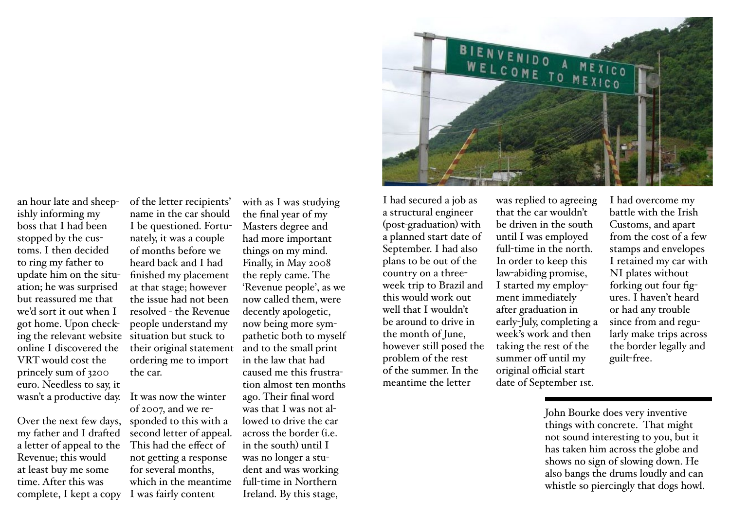an hour late and sheepishly informing my boss that I had been stopped by the customs. I then decided to ring my father to update him on the situation; he was surprised but reassured me that we'd sort it out when I got home. Upon checking the relevant website online I discovered the VRT would cost the princely sum of 3200 euro. Needless to say, it wasn't a productive day.

Over the next few days, my father and I drafted a letter of appeal to the Revenue; this would at least buy me some time. After this was complete, I kept a copy of the letter recipients' name in the car should I be questioned. Fortunately, it was a couple of months before we heard back and I had finished my placement at that stage; however the issue had not been resolved - the Revenue people understand my situation but stuck to their original statement ordering me to import the car.

It was now the winter of 2007, and we responded to this with a second letter of appeal. This had the effect of not getting a response for several months, which in the meantime I was fairly content with as I was studying the final year of my Masters degree and had more important things on my mind. Finally, in May 2008 the reply came. The 'Revenue people', as we now called them, were decently apologetic, now being more sympathetic both to myself and to the small print in the law that had caused me this frustration almost ten months ago. Their final word was that I was not allowed to drive the car across the border (i.e. in the south) until I was no longer a student and was working full-time in Northern Ireland. By this stage, I had secured a job as a structural engineer (post-graduation) with a planned start date of September. I had also plans to be out of the country on a three-week trip to Brazil and this would work out well that I wouldn't be around to drive in the month of June, however still posed the problem of the rest of the summer. In the meantime the letter was replied to agreeing that the car wouldn't be driven in the south until I was employed full-time in the north. In order to keep this law-abiding promise, I started my employment immediately after graduation in early-July, completing a week's work and then taking the rest of the summer off until my original official start date of September 1st.

I had overcome my battle with the Irish Customs, and apart from the cost of a few stamps and envelopes I retained my car with NI plates without forking out four figures. I haven't heard or had any trouble since from and regularly make trips across the border legally and guilt-free.

---

John Bourke does very inventive things with concrete. That might not sound interesting to you, but it has taken him across the globe and shows no sign of slowing down. He also bangs the drums loudly and can whistle so piercingly that dogs howl.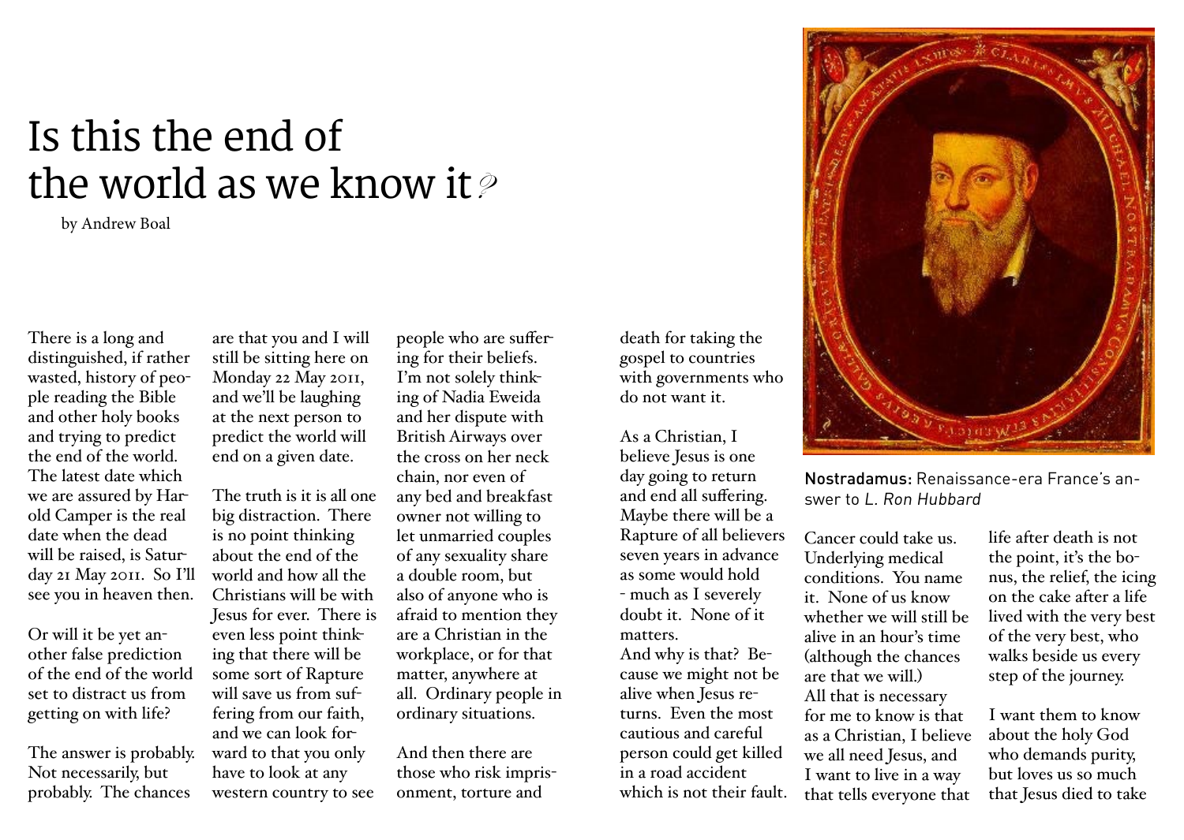# Is this the end of the world as we know it?

by Andrew Boal

There is a long and distinguished, if rather wasted, history of people reading the Bible and other holy books and trying to predict the end of the world. The latest date which we are assured by Harold Camper is the real date when the dead will be raised, is Saturday 21 May 2011. So I'll see you in heaven then.

Or will it be yet another false prediction of the end of the world set to distract us from getting on with life?

The answer is probably. Not necessarily, but probably. The chances are that you and I will still be sitting here on Monday 22 May 2011, and we'll be laughing at the next person to predict the world will end on a given date.

The truth is it is all one big distraction. There is no point thinking about the end of the world and how all the Christians will be with Jesus for ever. There is even less point thinking that there will be some sort of Rapture will save us from suffering from our faith, and we can look forward to that you only have to look at any western country to see people who are suffering for their beliefs. I'm not solely thinking of Nadia Eweida and her dispute with British Airways over the cross on her neck chain, nor even of any bed and breakfast owner not willing to let unmarried couples of any sexuality share a double room, but also of anyone who is afraid to mention they are a Christian in the workplace, or for that matter, anywhere at all. Ordinary people in ordinary situations.

And then there are those who risk imprisonment, torture and death for taking the gospel to countries with governments who do not want it.

As a Christian, I believe Jesus is one day going to return and end all suffering. Maybe there will be a Rapture of all believers seven years in advance as some would hold - much as I severely doubt it. None of it matters.

And why is that? Because we might not be alive when Jesus returns. Even the most cautious and careful person could get killed in a road accident which is not their fault.

**Nostradamus:** Renaissance-era France's answer to *L. Ron Hubbard*

Cancer could take us. Underlying medical conditions. You name it. None of us know whether we will still be alive in an hour's time (although the chances are that we will.)

All that is necessary for me to know is that as a Christian, I believe we all need Jesus, and I want to live in a way that tells everyone that life after death is not the point, it's the bonus, the relief, the icing on the cake after a life lived with the very best of the very best, who walks beside us every step of the journey.

I want them to know about the holy God who demands purity, but loves us so much that Jesus died to take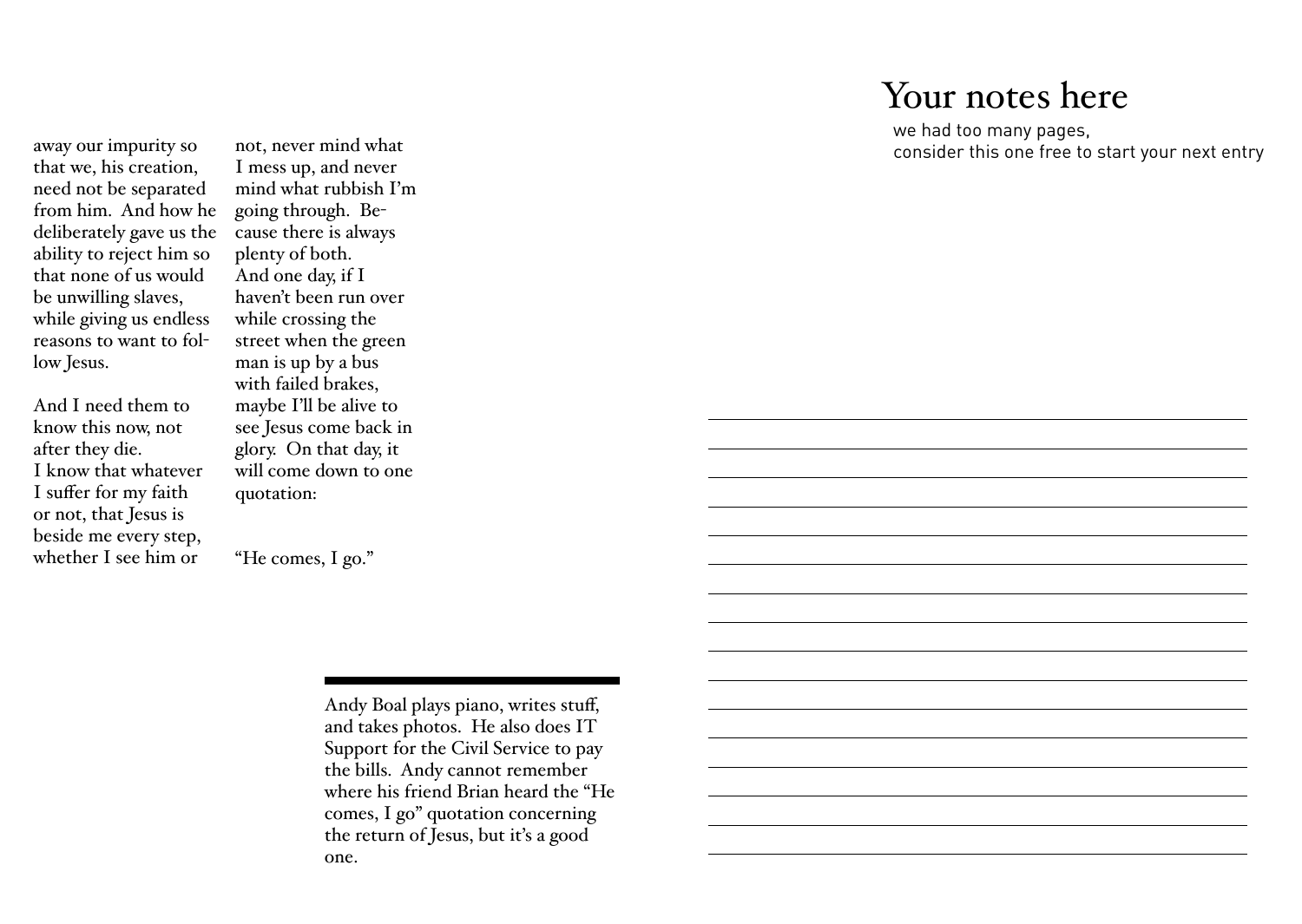away our impurity so that we, his creation, need not be separated from him. And how he deliberately gave us the ability to reject him so that none of us would be unwilling slaves, while giving us endless reasons to want to follow Jesus.

And I need them to know this now, not after they die.
I know that whatever I suffer for my faith or not, that Jesus is beside me every step, whether I see him or not, never mind what I mess up, and never mind what rubbish I'm going through. Because there is always plenty of both.
And one day, if I haven't been run over while crossing the street when the green man is up by a bus with failed brakes, maybe I'll be alive to see Jesus come back in glory. On that day, it will come down to one quotation:

"He comes, I go."

---

Andy Boal plays piano, writes stuff, and takes photos. He also does IT Support for the Civil Service to pay the bills. Andy cannot remember where his friend Brian heard the "He comes, I go" quotation concerning the return of Jesus, but it's a good one.

# Your notes here

we had too many pages,
consider this one free to start your next entry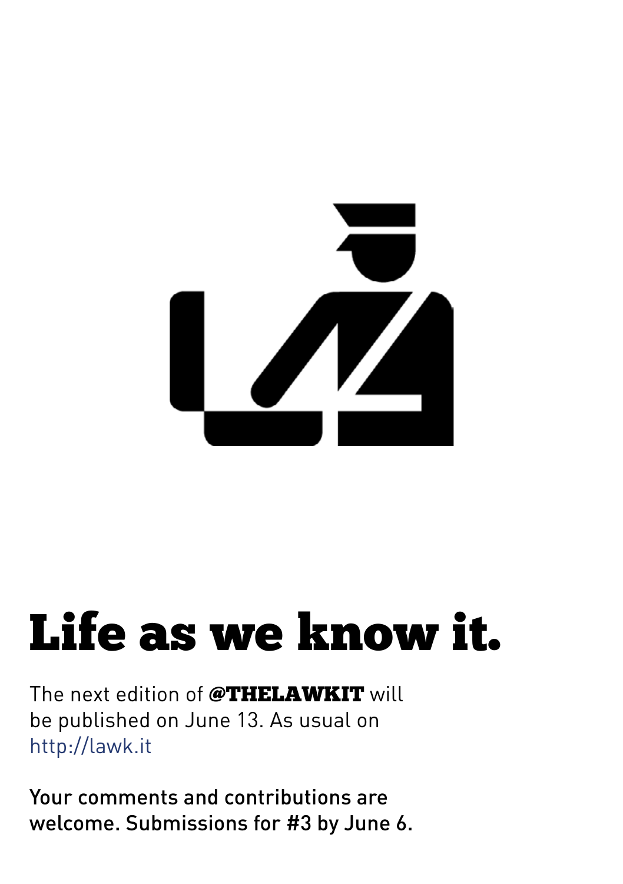# Life as we know it.

The next edition of **@THELAWKIT** will be published on June 13. As usual on http://lawk.it

Your comments and contributions are welcome. Submissions for #3 by June 6.